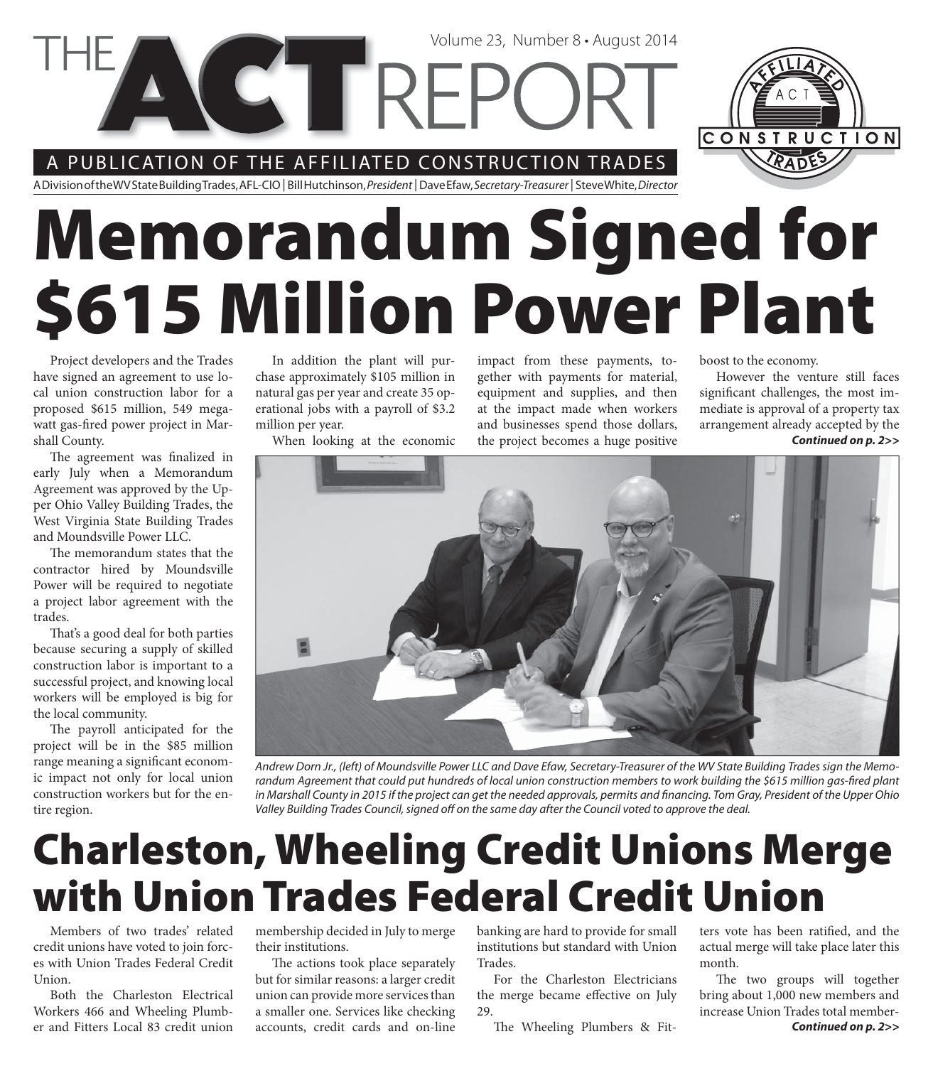# THE ACT REPORT

Volume 23, Number 8 • August 2014

A PUBLICATION OF THE AFFILIATED CONSTRUCTION TRADES

A Division of the WV State Building Trades, AFL-CIO | Bill Hutchinson, *President* | Dave Efaw, *Secretary-Treasurer* | Steve White, *Director*

# Memorandum Signed for $615 Million Power Plant

Project developers and the Trades have signed an agreement to use local union construction labor for a proposed $615 million, 549 megawatt gas-fired power project in Marshall County.

The agreement was finalized in early July when a Memorandum Agreement was approved by the Upper Ohio Valley Building Trades, the West Virginia State Building Trades and Moundsville Power LLC.

The memorandum states that the contractor hired by Moundsville Power will be required to negotiate a project labor agreement with the trades.

That's a good deal for both parties because securing a supply of skilled construction labor is important to a successful project, and knowing local workers will be employed is big for the local community.

The payroll anticipated for the project will be in the $85 million range meaning a significant economic impact not only for local union construction workers but for the entire region.

In addition the plant will purchase approximately $105 million in natural gas per year and create 35 operational jobs with a payroll of $3.2 million per year.

When looking at the economic impact from these payments, together with payments for material, equipment and supplies, and then at the impact made when workers and businesses spend those dollars, the project becomes a huge positive boost to the economy.

However the venture still faces significant challenges, the most immediate is approval of a property tax arrangement already accepted by the

***Continued on p. 2>>***

*Andrew Dorn Jr., (left) of Moundsville Power LLC and Dave Efaw, Secretary-Treasurer of the WV State Building Trades sign the Memorandum Agreement that could put hundreds of local union construction members to work building the $615 million gas-fired plant in Marshall County in 2015 if the project can get the needed approvals, permits and financing. Tom Gray, President of the Upper Ohio Valley Building Trades Council, signed off on the same day after the Council voted to approve the deal.*

# Charleston, Wheeling Credit Unions Merge with Union Trades Federal Credit Union

Members of two trades' related credit unions have voted to join forces with Union Trades Federal Credit Union.

Both the Charleston Electrical Workers 466 and Wheeling Plumber and Fitters Local 83 credit union membership decided in July to merge their institutions.

The actions took place separately but for similar reasons: a larger credit union can provide more services than a smaller one. Services like checking accounts, credit cards and on-line banking are hard to provide for small institutions but standard with Union Trades.

For the Charleston Electricians the merge became effective on July 29.

The Wheeling Plumbers & Fitters vote has been ratified, and the actual merge will take place later this month.

The two groups will together bring about 1,000 new members and increase Union Trades total member-

***Continued on p. 2>>***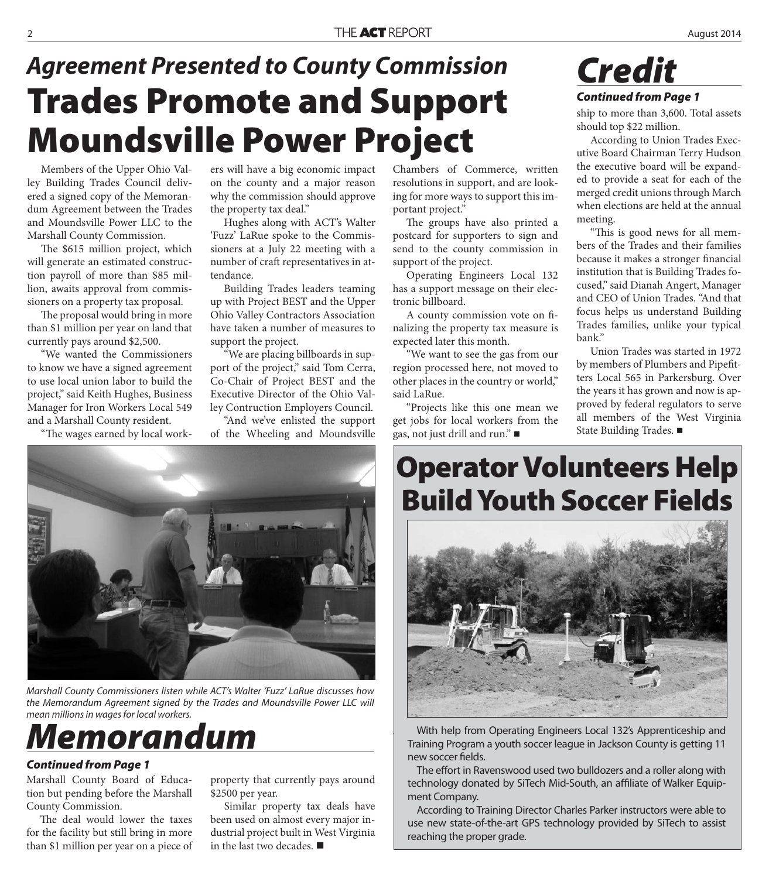## *Agreement Presented to County Commission*

# Trades Promote and Support Moundsville Power Project

Members of the Upper Ohio Valley Building Trades Council delivered a signed copy of the Memorandum Agreement between the Trades and Moundsville Power LLC to the Marshall County Commission.

The $615 million project, which will generate an estimated construction payroll of more than $85 million, awaits approval from commissioners on a property tax proposal.

The proposal would bring in more than $1 million per year on land that currently pays around $2,500.

"We wanted the Commissioners to know we have a signed agreement to use local union labor to build the project," said Keith Hughes, Business Manager for Iron Workers Local 549 and a Marshall County resident.

"The wages earned by local workers will have a big economic impact on the county and a major reason why the commission should approve the property tax deal."

Hughes along with ACT's Walter 'Fuzz' LaRue spoke to the Commissioners at a July 22 meeting with a number of craft representatives in attendance.

Building Trades leaders teaming up with Project BEST and the Upper Ohio Valley Contractors Association have taken a number of measures to support the project.

"We are placing billboards in support of the project," said Tom Cerra, Co-Chair of Project BEST and the Executive Director of the Ohio Valley Contruction Employers Council.

"And we've enlisted the support of the Wheeling and Moundsville Chambers of Commerce, written resolutions in support, and are looking for more ways to support this important project."

The groups have also printed a postcard for supporters to sign and send to the county commission in support of the project.

Operating Engineers Local 132 has a support message on their electronic billboard.

A county commission vote on finalizing the property tax measure is expected later this month.

"We want to see the gas from our region processed here, not moved to other places in the country or world," said LaRue.

"Projects like this one mean we get jobs for local workers from the gas, not just drill and run." ■

*Marshall County Commissioners listen while ACT's Walter 'Fuzz' LaRue discusses how the Memorandum Agreement signed by the Trades and Moundsville Power LLC will mean millions in wages for local workers.*

# *Memorandum*

***Continued from Page 1***

Marshall County Board of Education but pending before the Marshall County Commission.

The deal would lower the taxes for the facility but still bring in more than $1 million per year on a piece of property that currently pays around $2500 per year.

Similar property tax deals have been used on almost every major industrial project built in West Virginia in the last two decades. ■

# *Credit*

***Continued from Page 1***

ship to more than 3,600. Total assets should top $22 million.

According to Union Trades Executive Board Chairman Terry Hudson the executive board will be expanded to provide a seat for each of the merged credit unions through March when elections are held at the annual meeting.

"This is good news for all members of the Trades and their families because it makes a stronger financial institution that is Building Trades focused," said Dianah Angert, Manager and CEO of Union Trades. "And that focus helps us understand Building Trades families, unlike your typical bank."

Union Trades was started in 1972 by members of Plumbers and Pipefitters Local 565 in Parkersburg. Over the years it has grown and now is approved by federal regulators to serve all members of the West Virginia State Building Trades. ■

# Operator Volunteers Help Build Youth Soccer Fields

With help from Operating Engineers Local 132's Apprenticeship and Training Program a youth soccer league in Jackson County is getting 11 new soccer fields.

The effort in Ravenswood used two bulldozers and a roller along with technology donated by SiTech Mid-South, an affiliate of Walker Equipment Company.

According to Training Director Charles Parker instructors were able to use new state-of-the-art GPS technology provided by SiTech to assist reaching the proper grade.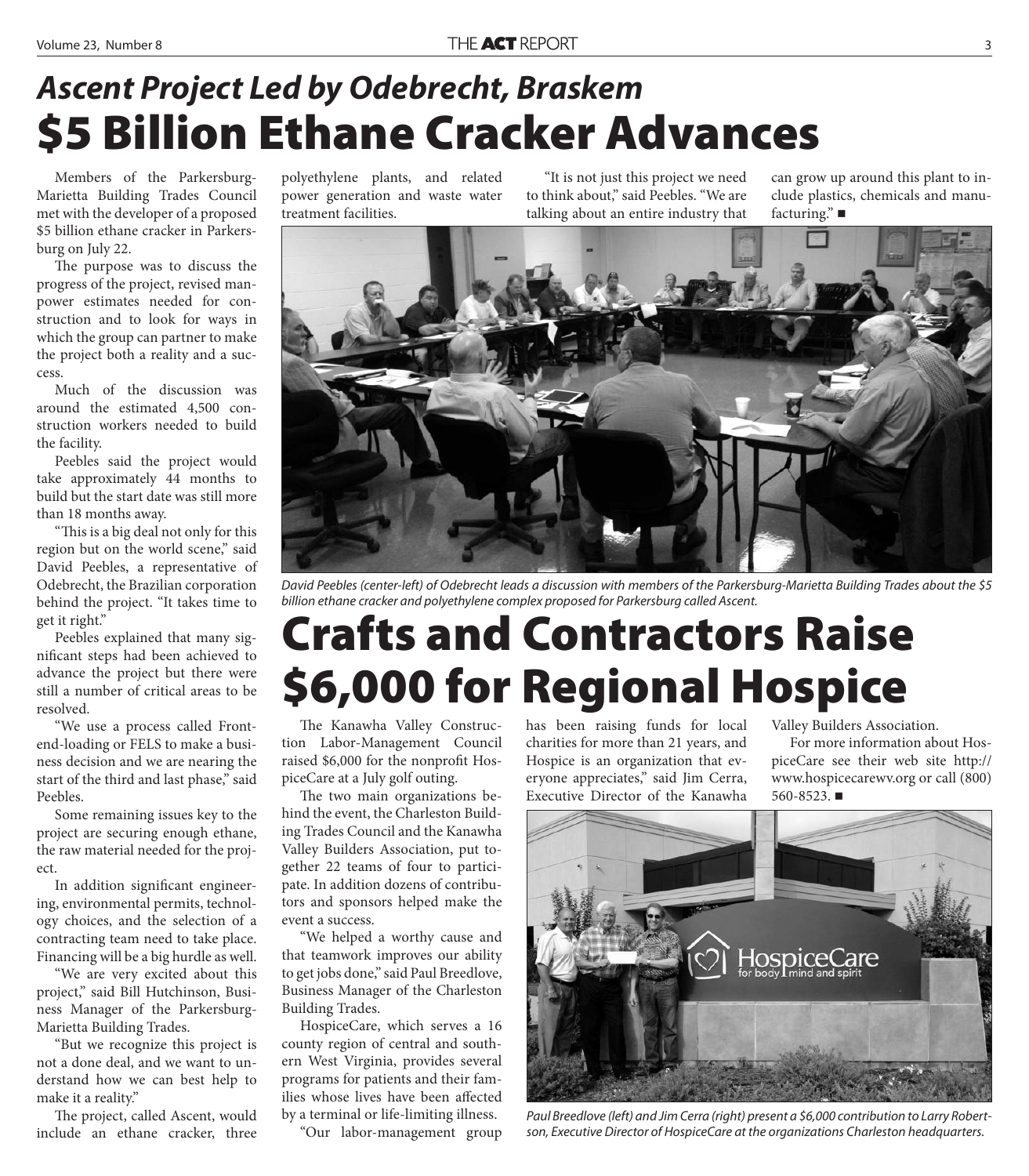## *Ascent Project Led by Odebrecht, Braskem*

# $5 Billion Ethane Cracker Advances

Members of the Parkersburg-Marietta Building Trades Council met with the developer of a proposed $5 billion ethane cracker in Parkersburg on July 22.

The purpose was to discuss the progress of the project, revised manpower estimates needed for construction and to look for ways in which the group can partner to make the project both a reality and a success.

Much of the discussion was around the estimated 4,500 construction workers needed to build the facility.

Peebles said the project would take approximately 44 months to build but the start date was still more than 18 months away.

"This is a big deal not only for this region but on the world scene," said David Peebles, a representative of Odebrecht, the Brazilian corporation behind the project. "It takes time to get it right."

Peebles explained that many significant steps had been achieved to advance the project but there were still a number of critical areas to be resolved.

"We use a process called Front-end-loading or FELS to make a business decision and we are nearing the start of the third and last phase," said Peebles.

Some remaining issues key to the project are securing enough ethane, the raw material needed for the project.

In addition significant engineering, environmental permits, technology choices, and the selection of a contracting team need to take place. Financing will be a big hurdle as well.

"We are very excited about this project," said Bill Hutchinson, Business Manager of the Parkersburg-Marietta Building Trades.

"But we recognize this project is not a done deal, and we want to understand how we can best help to make it a reality."

The project, called Ascent, would include an ethane cracker, three polyethylene plants, and related power generation and waste water treatment facilities.

"It is not just this project we need to think about," said Peebles. "We are talking about an entire industry that can grow up around this plant to include plastics, chemicals and manufacturing." ■

*David Peebles (center-left) of Odebrecht leads a discussion with members of the Parkersburg-Marietta Building Trades about the $5 billion ethane cracker and polyethylene complex proposed for Parkersburg called Ascent.*

# Crafts and Contractors Raise $6,000 for Regional Hospice

The Kanawha Valley Construction Labor-Management Council raised $6,000 for the nonprofit HospiceCare at a July golf outing.

The two main organizations behind the event, the Charleston Building Trades Council and the Kanawha Valley Builders Association, put together 22 teams of four to participate. In addition dozens of contributors and sponsors helped make the event a success.

"We helped a worthy cause and that teamwork improves our ability to get jobs done," said Paul Breedlove, Business Manager of the Charleston Building Trades.

HospiceCare, which serves a 16 county region of central and southern West Virginia, provides several programs for patients and their families whose lives have been affected by a terminal or life-limiting illness.

"Our labor-management group has been raising funds for local charities for more than 21 years, and Hospice is an organization that everyone appreciates," said Jim Cerra, Executive Director of the Kanawha Valley Builders Association.

For more information about HospiceCare see their web site http://www.hospicecarewv.org or call (800) 560-8523. ■

*Paul Breedlove (left) and Jim Cerra (right) present a $6,000 contribution to Larry Robertson, Executive Director of HospiceCare at the organizations Charleston headquarters.*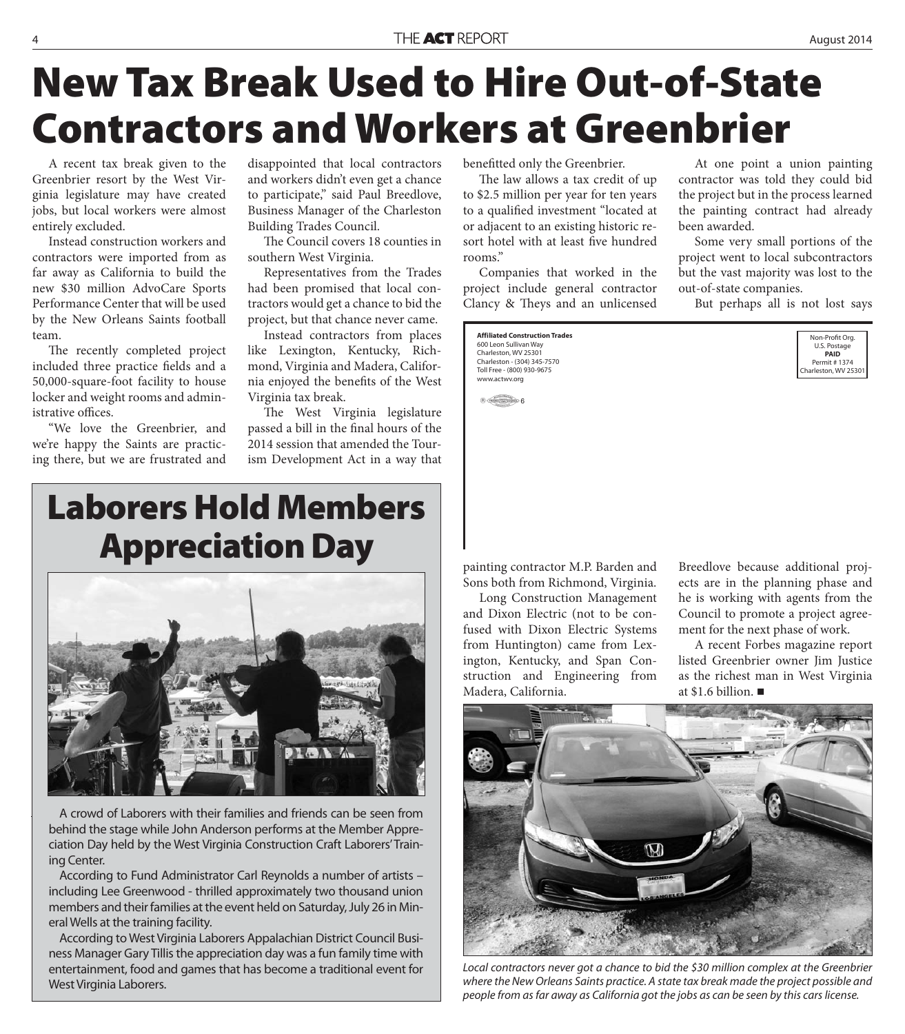# New Tax Break Used to Hire Out-of-State Contractors and Workers at Greenbrier

A recent tax break given to the Greenbrier resort by the West Virginia legislature may have created jobs, but local workers were almost entirely excluded.

Instead construction workers and contractors were imported from as far away as California to build the new $30 million AdvoCare Sports Performance Center that will be used by the New Orleans Saints football team.

The recently completed project included three practice fields and a 50,000-square-foot facility to house locker and weight rooms and administrative offices.

"We love the Greenbrier, and we're happy the Saints are practicing there, but we are frustrated and disappointed that local contractors and workers didn't even get a chance to participate," said Paul Breedlove, Business Manager of the Charleston Building Trades Council.

The Council covers 18 counties in southern West Virginia.

Representatives from the Trades had been promised that local contractors would get a chance to bid the project, but that chance never came.

Instead contractors from places like Lexington, Kentucky, Richmond, Virginia and Madera, California enjoyed the benefits of the West Virginia tax break.

The West Virginia legislature passed a bill in the final hours of the 2014 session that amended the Tourism Development Act in a way that benefitted only the Greenbrier.

The law allows a tax credit of up to $2.5 million per year for ten years to a qualified investment "located at or adjacent to an existing historic resort hotel with at least five hundred rooms."

Companies that worked in the project include general contractor Clancy & Theys and an unlicensed painting contractor M.P. Barden and Sons both from Richmond, Virginia.

Long Construction Management and Dixon Electric (not to be confused with Dixon Electric Systems from Huntington) came from Lexington, Kentucky, and Span Construction and Engineering from Madera, California.

At one point a union painting contractor was told they could bid the project but in the process learned the painting contract had already been awarded.

Some very small portions of the project went to local subcontractors but the vast majority was lost to the out-of-state companies.

But perhaps all is not lost says Breedlove because additional projects are in the planning phase and he is working with agents from the Council to promote a project agreement for the next phase of work.

A recent Forbes magazine report listed Greenbrier owner Jim Justice as the richest man in West Virginia at $1.6 billion. ■

*Local contractors never got a chance to bid the $30 million complex at the Greenbrier where the New Orleans Saints practice. A state tax break made the project possible and people from as far away as California got the jobs as can be seen by this cars license.*

**Affiliated Construction Trades**
600 Leon Sullivan Way
Charleston, WV 25301
Charleston - (304) 345-7570
Toll Free - (800) 930-9675
www.actwv.org

Non-Profit Org.
U.S. Postage
**PAID**
Permit # 1374
Charleston, WV 25301

## Laborers Hold Members Appreciation Day

A crowd of Laborers with their families and friends can be seen from behind the stage while John Anderson performs at the Member Appreciation Day held by the West Virginia Construction Craft Laborers' Training Center.

According to Fund Administrator Carl Reynolds a number of artists – including Lee Greenwood - thrilled approximately two thousand union members and their families at the event held on Saturday, July 26 in Mineral Wells at the training facility.

According to West Virginia Laborers Appalachian District Council Business Manager Gary Tillis the appreciation day was a fun family time with entertainment, food and games that has become a traditional event for West Virginia Laborers.